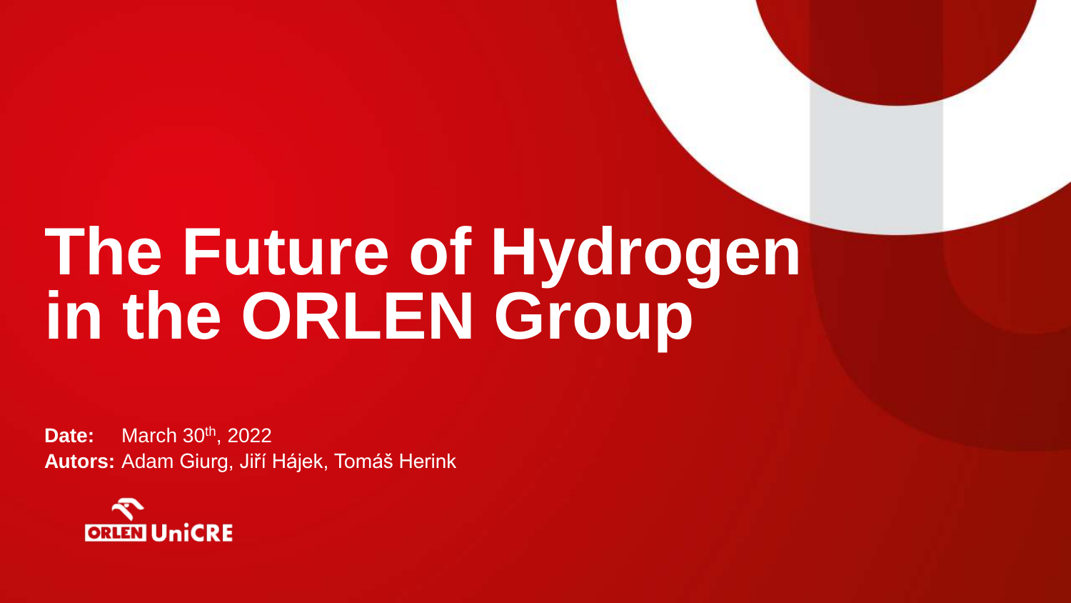# The Future of Hydrogen in the ORLEN Group

**Date:** March 30th, 2022

**Autors:** Adam Giurg, Jiří Hájek, Tomáš Herink

ORLEN UniCRE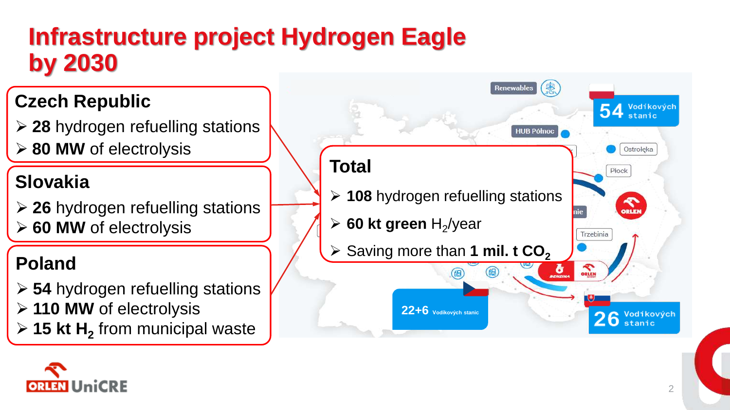# Infrastructure project Hydrogen Eagle by 2030

## Czech Republic

- **28** hydrogen refuelling stations
- **80 MW** of electrolysis

## Slovakia

- **26** hydrogen refuelling stations
- **60 MW** of electrolysis

## Poland

- **54** hydrogen refuelling stations
- **110 MW** of electrolysis
- **15 kt $H_2$** from municipal waste

## Total

- **108** hydrogen refuelling stations
- **60 kt green** $H_2$/year
- Saving more than **1 mil. t $CO_2$**

Renewables

HUB Północ

Ostrołęka

Płock

Trzebinia

54 Vodíkových stanic

22+6 Vodíkových stanic

26 Vodíkových stanic

ORLEN UniCRE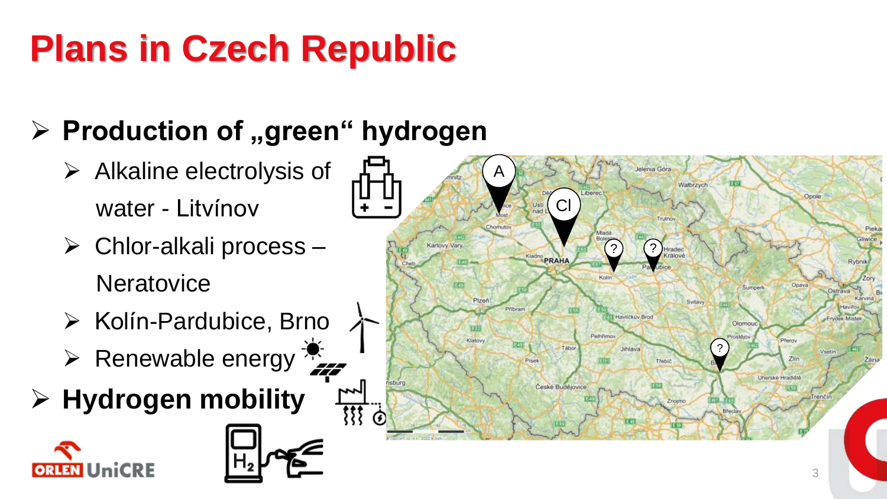# Plans in Czech Republic

- **Production of „green“ hydrogen**
  - Alkaline electrolysis of water - Litvínov
  - Chlor-alkali process – Neratovice
  - Kolín-Pardubice, Brno
  - Renewable energy
- **Hydrogen mobility**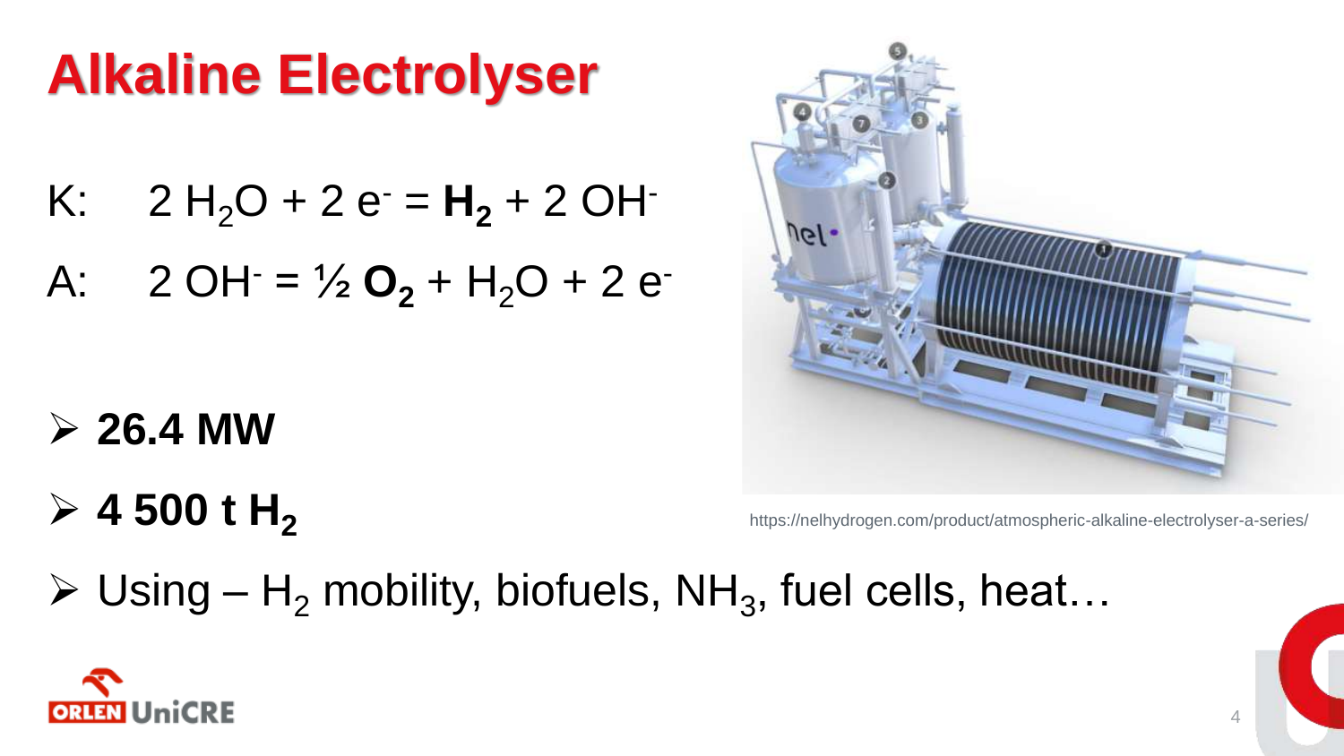# Alkaline Electrolyser

K: $2\,H_2O + 2\,e^- = \mathbf{H_2} + 2\,OH^-$

A: $2\,OH^- = ½\,\mathbf{O_2} + H_2O + 2\,e^-$

- **26.4 MW**
- **4 500 t $H_2$**
- Using – $H_2$ mobility, biofuels, $NH_3$, fuel cells, heat…

https://nelhydrogen.com/product/atmospheric-alkaline-electrolyser-a-series/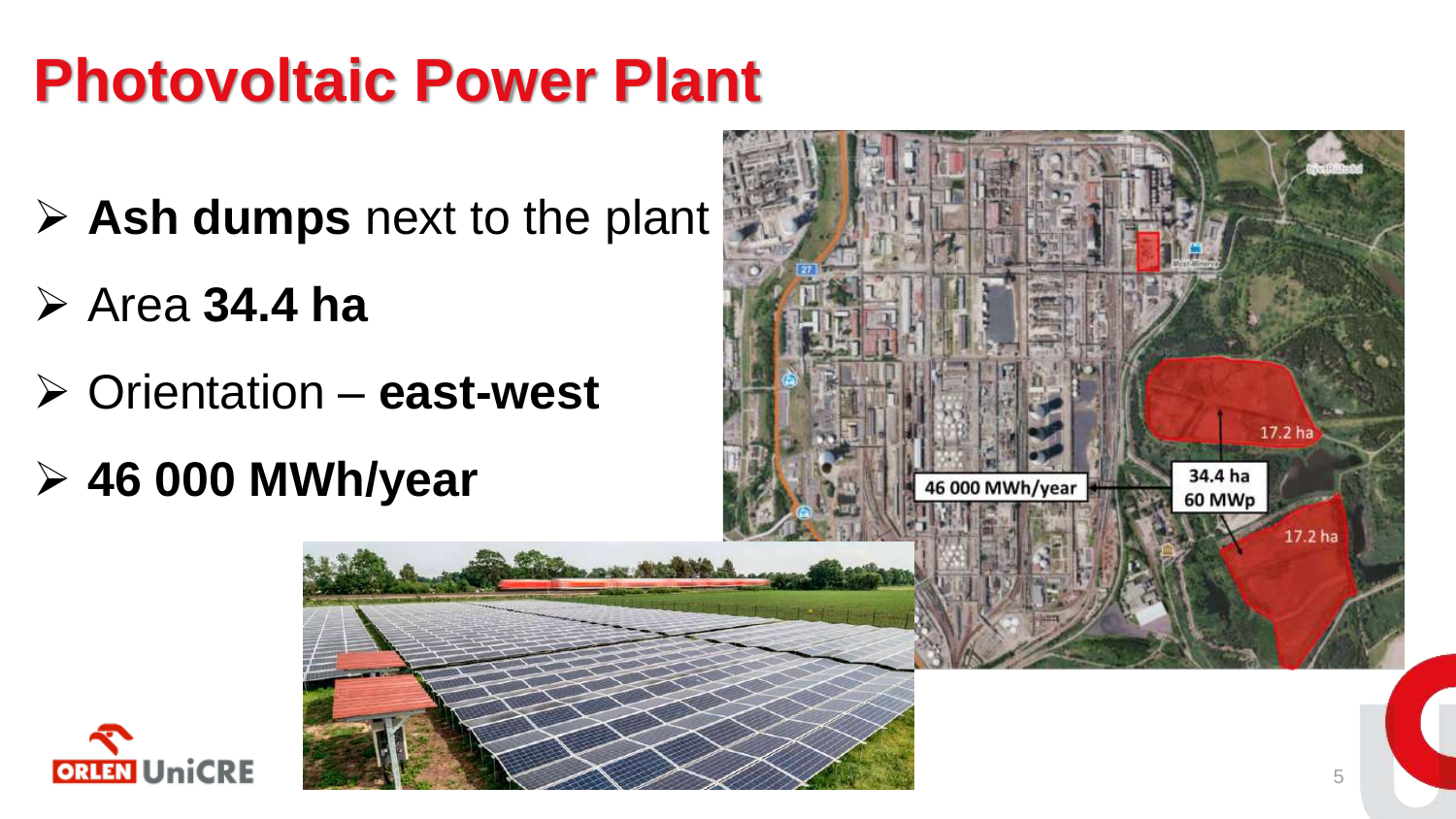# Photovoltaic Power Plant

- **Ash dumps** next to the plant
- Area **34.4 ha**
- Orientation – **east-west**
- **46 000 MWh/year**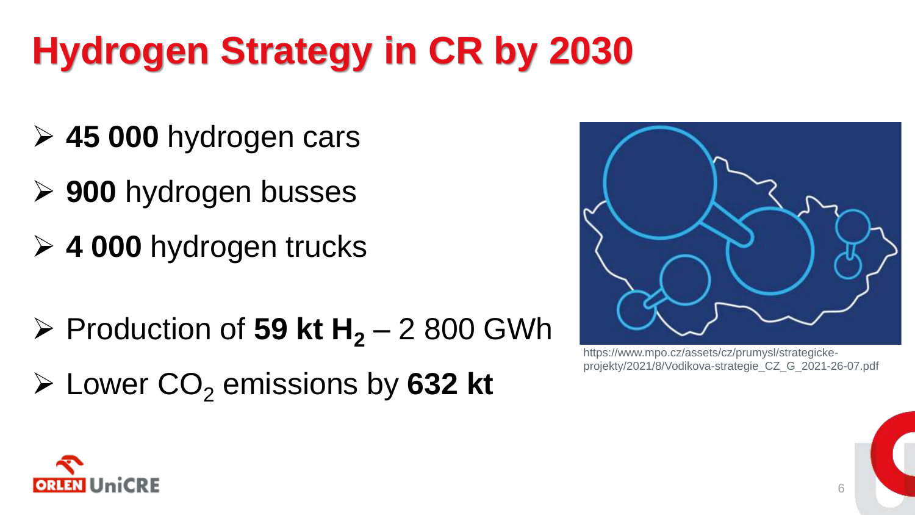# Hydrogen Strategy in CR by 2030

- **45 000** hydrogen cars
- **900** hydrogen busses
- **4 000** hydrogen trucks
- Production of **59 kt $H_2$** – 2 800 GWh
- Lower $CO_2$ emissions by **632 kt**

https://www.mpo.cz/assets/cz/prumysl/strategicke-projekty/2021/8/Vodikova-strategie_CZ_G_2021-26-07.pdf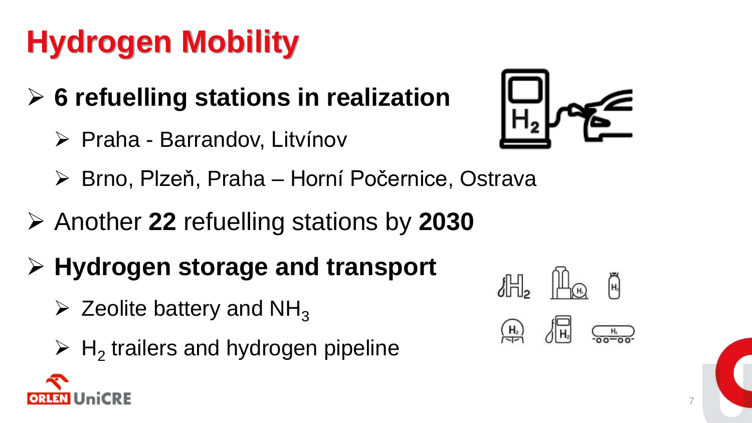# Hydrogen Mobility

- **6 refuelling stations in realization**
  - Praha - Barrandov, Litvínov
  - Brno, Plzeň, Praha – Horní Počernice, Ostrava
- Another **22** refuelling stations by **2030**
- **Hydrogen storage and transport**
  - Zeolite battery and $NH_3$
  - $H_2$ trailers and hydrogen pipeline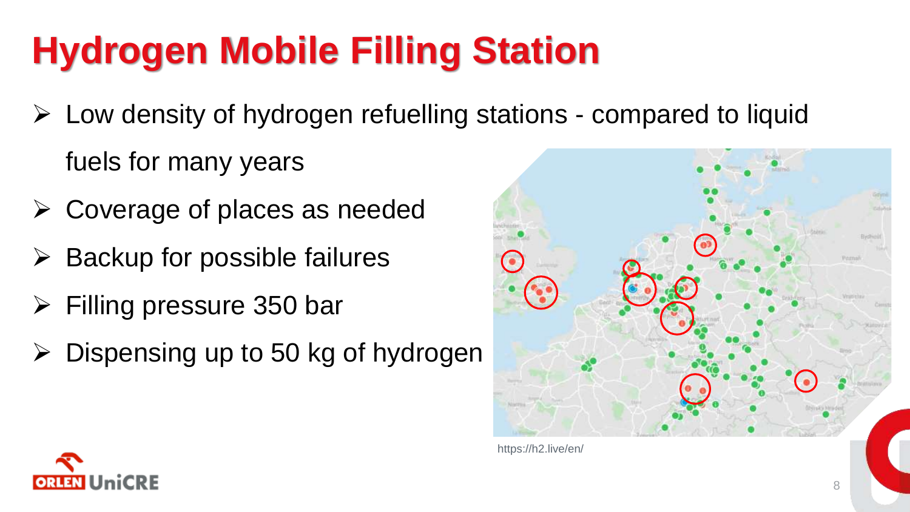# Hydrogen Mobile Filling Station

- Low density of hydrogen refuelling stations - compared to liquid fuels for many years
- Coverage of places as needed
- Backup for possible failures
- Filling pressure 350 bar
- Dispensing up to 50 kg of hydrogen

https://h2.live/en/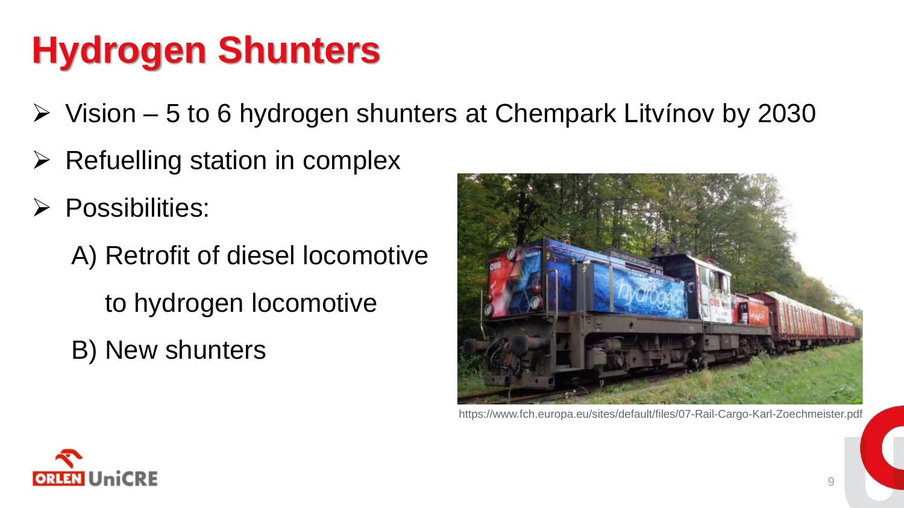# Hydrogen Shunters

- Vision – 5 to 6 hydrogen shunters at Chempark Litvínov by 2030
- Refuelling station in complex
- Possibilities:

  A) Retrofit of diesel locomotive to hydrogen locomotive

  B) New shunters

https://www.fch.europa.eu/sites/default/files/07-Rail-Cargo-Karl-Zoechmeister.pdf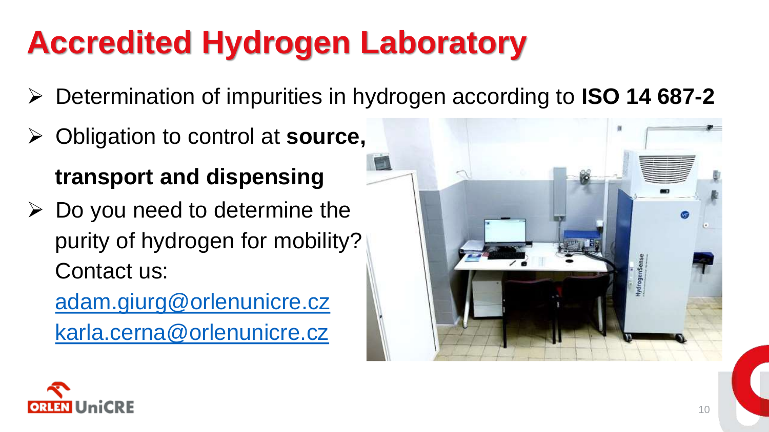# Accredited Hydrogen Laboratory

- Determination of impurities in hydrogen according to **ISO 14 687-2**
- Obligation to control at **source, transport and dispensing**
- Do you need to determine the purity of hydrogen for mobility? Contact us:

  adam.giurg@orlenunicre.cz

  karla.cerna@orlenunicre.cz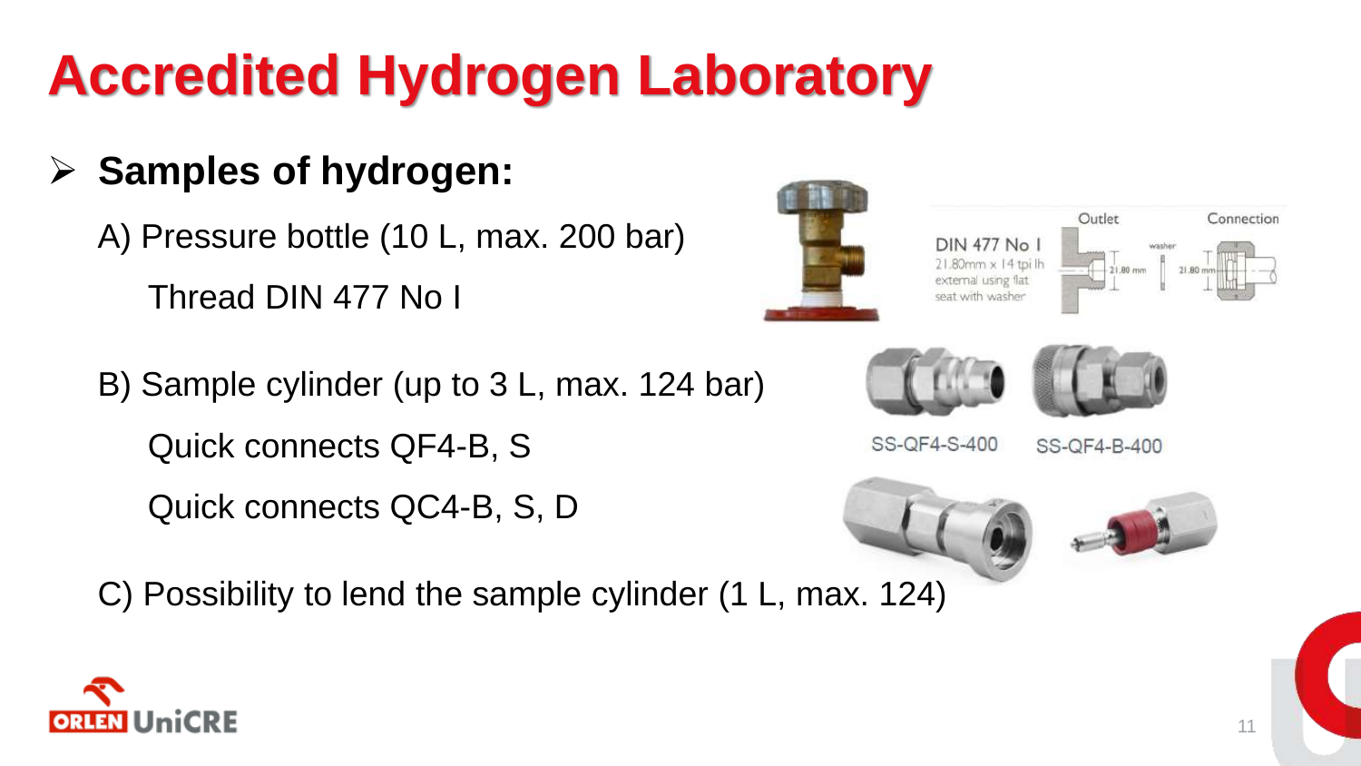# Accredited Hydrogen Laboratory

- **Samples of hydrogen:**

  A) Pressure bottle (10 L, max. 200 bar)

  Thread DIN 477 No I

  B) Sample cylinder (up to 3 L, max. 124 bar)

  Quick connects QF4-B, S

  Quick connects QC4-B, S, D

  C) Possibility to lend the sample cylinder (1 L, max. 124)

DIN 477 No I
21.80mm x 14 tpi lh
external using flat
seat with washer

Outlet

Connection

SS-QF4-S-400

SS-QF4-B-400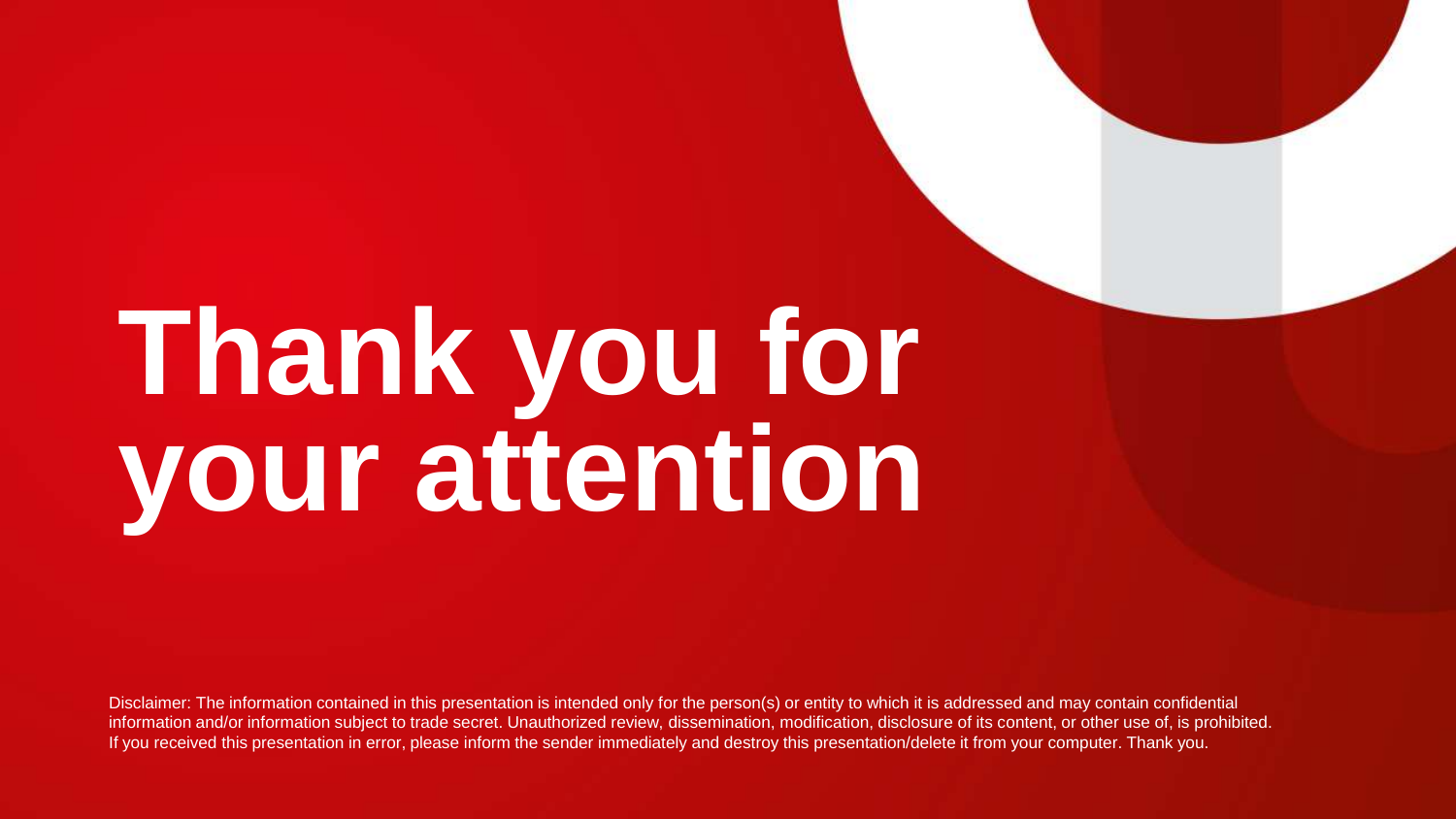# Thank you for your attention

Disclaimer: The information contained in this presentation is intended only for the person(s) or entity to which it is addressed and may contain confidential information and/or information subject to trade secret. Unauthorized review, dissemination, modification, disclosure of its content, or other use of, is prohibited. If you received this presentation in error, please inform the sender immediately and destroy this presentation/delete it from your computer. Thank you.